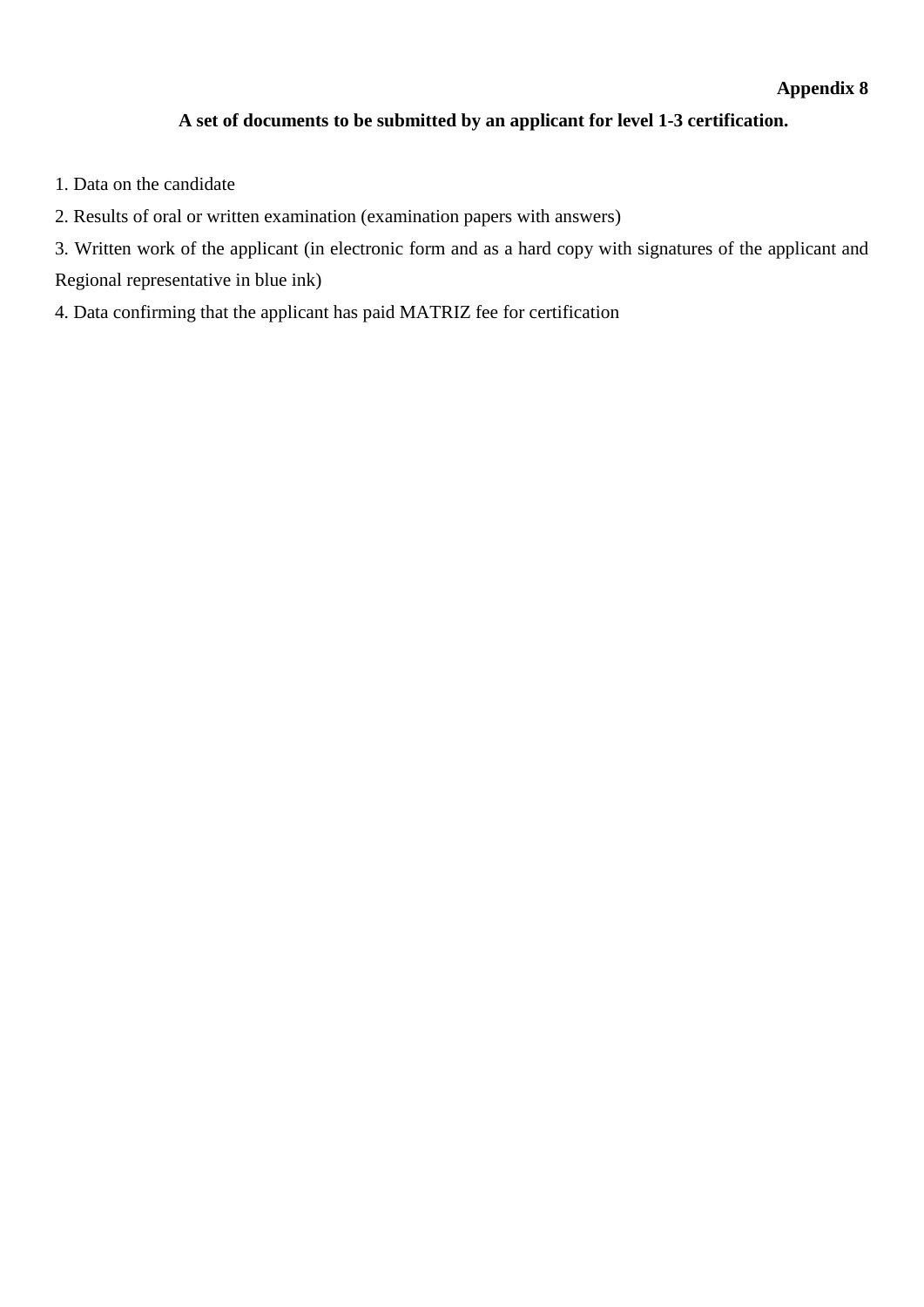**Appendix 8**

**A set of documents to be submitted by an applicant for level 1-3 certification.**

1. Data on the candidate
2. Results of oral or written examination (examination papers with answers)
3. Written work of the applicant (in electronic form and as a hard copy with signatures of the applicant and Regional representative in blue ink)
4. Data confirming that the applicant has paid MATRIZ fee for certification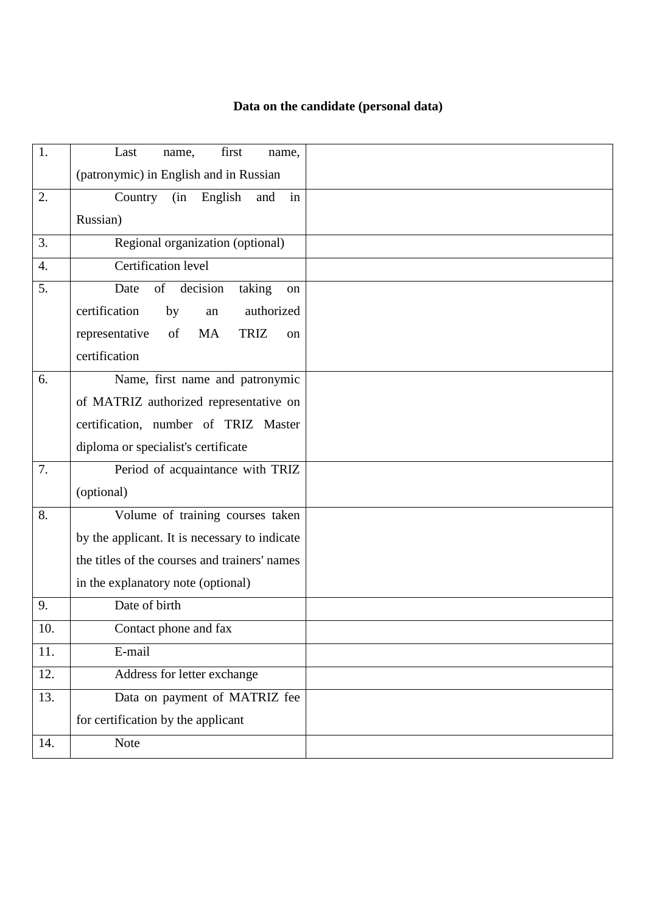**Data on the candidate (personal data)**

| | | |
|---|---|---|
| 1. | Last name, first name, (patronymic) in English and in Russian | |
| 2. | Country (in English and in Russian) | |
| 3. | Regional organization (optional) | |
| 4. | Certification level | |
| 5. | Date of decision taking on certification by an authorized representative of MA TRIZ on certification | |
| 6. | Name, first name and patronymic of MATRIZ authorized representative on certification, number of TRIZ Master diploma or specialist's certificate | |
| 7. | Period of acquaintance with TRIZ (optional) | |
| 8. | Volume of training courses taken by the applicant. It is necessary to indicate the titles of the courses and trainers' names in the explanatory note (optional) | |
| 9. | Date of birth | |
| 10. | Contact phone and fax | |
| 11. | E-mail | |
| 12. | Address for letter exchange | |
| 13. | Data on payment of MATRIZ fee for certification by the applicant | |
| 14. | Note | |